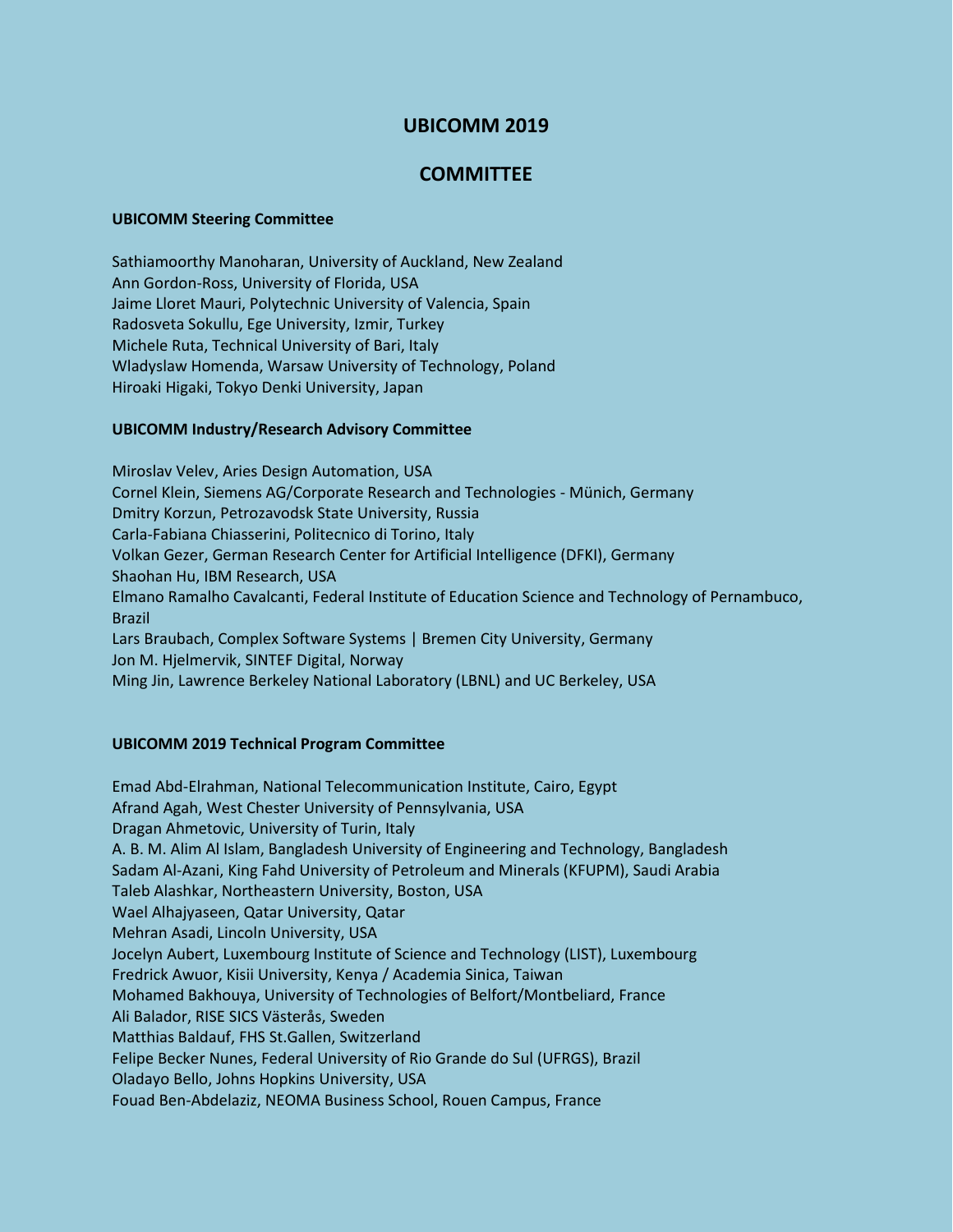# UBICOMM 2019

# COMMITTEE

**UBICOMM Steering Committee**

Sathiamoorthy Manoharan, University of Auckland, New Zealand
Ann Gordon-Ross, University of Florida, USA
Jaime Lloret Mauri, Polytechnic University of Valencia, Spain
Radosveta Sokullu, Ege University, Izmir, Turkey
Michele Ruta, Technical University of Bari, Italy
Wladyslaw Homenda, Warsaw University of Technology, Poland
Hiroaki Higaki, Tokyo Denki University, Japan

**UBICOMM Industry/Research Advisory Committee**

Miroslav Velev, Aries Design Automation, USA
Cornel Klein, Siemens AG/Corporate Research and Technologies - Münich, Germany
Dmitry Korzun, Petrozavodsk State University, Russia
Carla-Fabiana Chiasserini, Politecnico di Torino, Italy
Volkan Gezer, German Research Center for Artificial Intelligence (DFKI), Germany
Shaohan Hu, IBM Research, USA
Elmano Ramalho Cavalcanti, Federal Institute of Education Science and Technology of Pernambuco, Brazil
Lars Braubach, Complex Software Systems | Bremen City University, Germany
Jon M. Hjelmervik, SINTEF Digital, Norway
Ming Jin, Lawrence Berkeley National Laboratory (LBNL) and UC Berkeley, USA

**UBICOMM 2019 Technical Program Committee**

Emad Abd-Elrahman, National Telecommunication Institute, Cairo, Egypt
Afrand Agah, West Chester University of Pennsylvania, USA
Dragan Ahmetovic, University of Turin, Italy
A. B. M. Alim Al Islam, Bangladesh University of Engineering and Technology, Bangladesh
Sadam Al-Azani, King Fahd University of Petroleum and Minerals (KFUPM), Saudi Arabia
Taleb Alashkar, Northeastern University, Boston, USA
Wael Alhajyaseen, Qatar University, Qatar
Mehran Asadi, Lincoln University, USA
Jocelyn Aubert, Luxembourg Institute of Science and Technology (LIST), Luxembourg
Fredrick Awuor, Kisii University, Kenya / Academia Sinica, Taiwan
Mohamed Bakhouya, University of Technologies of Belfort/Montbeliard, France
Ali Balador, RISE SICS Västerås, Sweden
Matthias Baldauf, FHS St.Gallen, Switzerland
Felipe Becker Nunes, Federal University of Rio Grande do Sul (UFRGS), Brazil
Oladayo Bello, Johns Hopkins University, USA
Fouad Ben-Abdelaziz, NEOMA Business School, Rouen Campus, France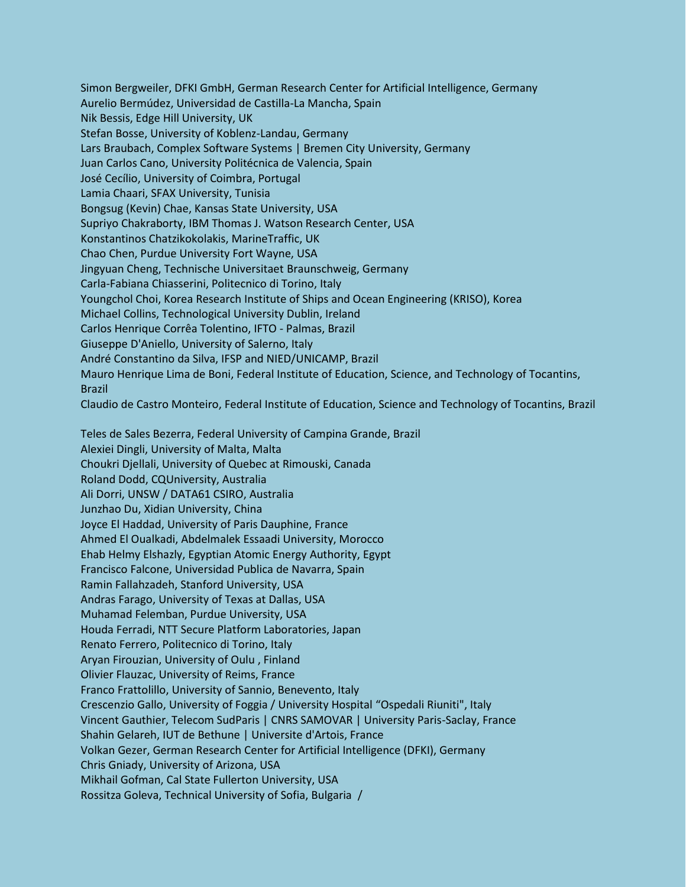Simon Bergweiler, DFKI GmbH, German Research Center for Artificial Intelligence, Germany
Aurelio Bermúdez, Universidad de Castilla-La Mancha, Spain
Nik Bessis, Edge Hill University, UK
Stefan Bosse, University of Koblenz-Landau, Germany
Lars Braubach, Complex Software Systems | Bremen City University, Germany
Juan Carlos Cano, University Politécnica de Valencia, Spain
José Cecílio, University of Coimbra, Portugal
Lamia Chaari, SFAX University, Tunisia
Bongsug (Kevin) Chae, Kansas State University, USA
Supriyo Chakraborty, IBM Thomas J. Watson Research Center, USA
Konstantinos Chatzikokolakis, MarineTraffic, UK
Chao Chen, Purdue University Fort Wayne, USA
Jingyuan Cheng, Technische Universitaet Braunschweig, Germany
Carla-Fabiana Chiasserini, Politecnico di Torino, Italy
Youngchol Choi, Korea Research Institute of Ships and Ocean Engineering (KRISO), Korea
Michael Collins, Technological University Dublin, Ireland
Carlos Henrique Corrêa Tolentino, IFTO - Palmas, Brazil
Giuseppe D'Aniello, University of Salerno, Italy
André Constantino da Silva, IFSP and NIED/UNICAMP, Brazil
Mauro Henrique Lima de Boni, Federal Institute of Education, Science, and Technology of Tocantins, Brazil
Claudio de Castro Monteiro, Federal Institute of Education, Science and Technology of Tocantins, Brazil

Teles de Sales Bezerra, Federal University of Campina Grande, Brazil
Alexiei Dingli, University of Malta, Malta
Choukri Djellali, University of Quebec at Rimouski, Canada
Roland Dodd, CQUniversity, Australia
Ali Dorri, UNSW / DATA61 CSIRO, Australia
Junzhao Du, Xidian University, China
Joyce El Haddad, University of Paris Dauphine, France
Ahmed El Oualkadi, Abdelmalek Essaadi University, Morocco
Ehab Helmy Elshazly, Egyptian Atomic Energy Authority, Egypt
Francisco Falcone, Universidad Publica de Navarra, Spain
Ramin Fallahzadeh, Stanford University, USA
Andras Farago, University of Texas at Dallas, USA
Muhamad Felemban, Purdue University, USA
Houda Ferradi, NTT Secure Platform Laboratories, Japan
Renato Ferrero, Politecnico di Torino, Italy
Aryan Firouzian, University of Oulu , Finland
Olivier Flauzac, University of Reims, France
Franco Frattolillo, University of Sannio, Benevento, Italy
Crescenzio Gallo, University of Foggia / University Hospital "Ospedali Riuniti", Italy
Vincent Gauthier, Telecom SudParis | CNRS SAMOVAR | University Paris-Saclay, France
Shahin Gelareh, IUT de Bethune | Universite d'Artois, France
Volkan Gezer, German Research Center for Artificial Intelligence (DFKI), Germany
Chris Gniady, University of Arizona, USA
Mikhail Gofman, Cal State Fullerton University, USA
Rossitza Goleva, Technical University of Sofia, Bulgaria /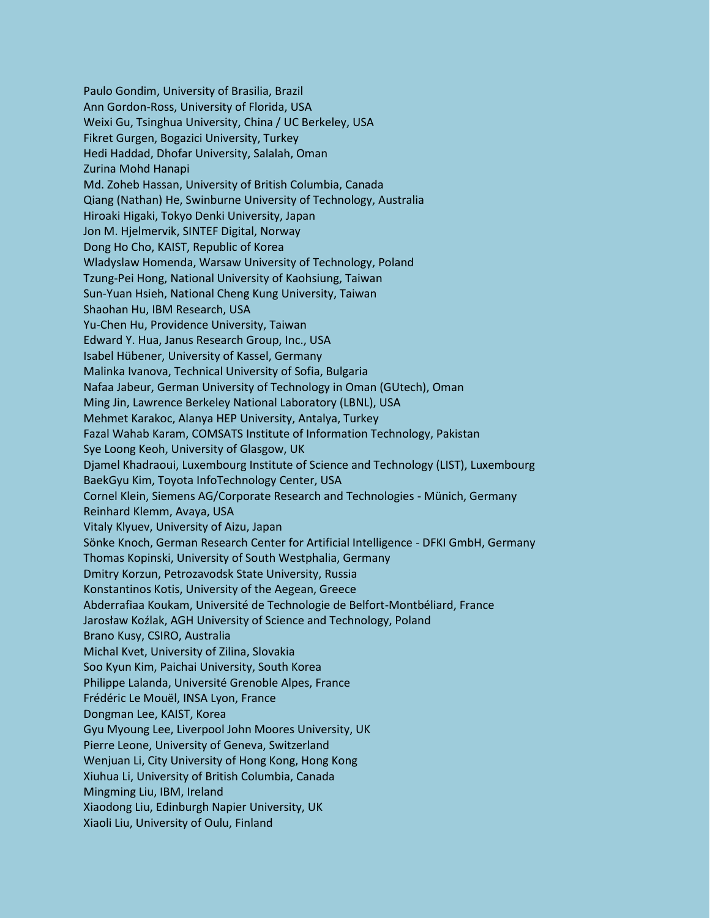Paulo Gondim, University of Brasilia, Brazil
Ann Gordon-Ross, University of Florida, USA
Weixi Gu, Tsinghua University, China / UC Berkeley, USA
Fikret Gurgen, Bogazici University, Turkey
Hedi Haddad, Dhofar University, Salalah, Oman
Zurina Mohd Hanapi
Md. Zoheb Hassan, University of British Columbia, Canada
Qiang (Nathan) He, Swinburne University of Technology, Australia
Hiroaki Higaki, Tokyo Denki University, Japan
Jon M. Hjelmervik, SINTEF Digital, Norway
Dong Ho Cho, KAIST, Republic of Korea
Wladyslaw Homenda, Warsaw University of Technology, Poland
Tzung-Pei Hong, National University of Kaohsiung, Taiwan
Sun-Yuan Hsieh, National Cheng Kung University, Taiwan
Shaohan Hu, IBM Research, USA
Yu-Chen Hu, Providence University, Taiwan
Edward Y. Hua, Janus Research Group, Inc., USA
Isabel Hübener, University of Kassel, Germany
Malinka Ivanova, Technical University of Sofia, Bulgaria
Nafaa Jabeur, German University of Technology in Oman (GUtech), Oman
Ming Jin, Lawrence Berkeley National Laboratory (LBNL), USA
Mehmet Karakoc, Alanya HEP University, Antalya, Turkey
Fazal Wahab Karam, COMSATS Institute of Information Technology, Pakistan
Sye Loong Keoh, University of Glasgow, UK
Djamel Khadraoui, Luxembourg Institute of Science and Technology (LIST), Luxembourg
BaekGyu Kim, Toyota InfoTechnology Center, USA
Cornel Klein, Siemens AG/Corporate Research and Technologies - Münich, Germany
Reinhard Klemm, Avaya, USA
Vitaly Klyuev, University of Aizu, Japan
Sönke Knoch, German Research Center for Artificial Intelligence - DFKI GmbH, Germany
Thomas Kopinski, University of South Westphalia, Germany
Dmitry Korzun, Petrozavodsk State University, Russia
Konstantinos Kotis, University of the Aegean, Greece
Abderrafiaa Koukam, Université de Technologie de Belfort-Montbéliard, France
Jarosław Koźlak, AGH University of Science and Technology, Poland
Brano Kusy, CSIRO, Australia
Michal Kvet, University of Zilina, Slovakia
Soo Kyun Kim, Paichai University, South Korea
Philippe Lalanda, Université Grenoble Alpes, France
Frédéric Le Mouël, INSA Lyon, France
Dongman Lee, KAIST, Korea
Gyu Myoung Lee, Liverpool John Moores University, UK
Pierre Leone, University of Geneva, Switzerland
Wenjuan Li, City University of Hong Kong, Hong Kong
Xiuhua Li, University of British Columbia, Canada
Mingming Liu, IBM, Ireland
Xiaodong Liu, Edinburgh Napier University, UK
Xiaoli Liu, University of Oulu, Finland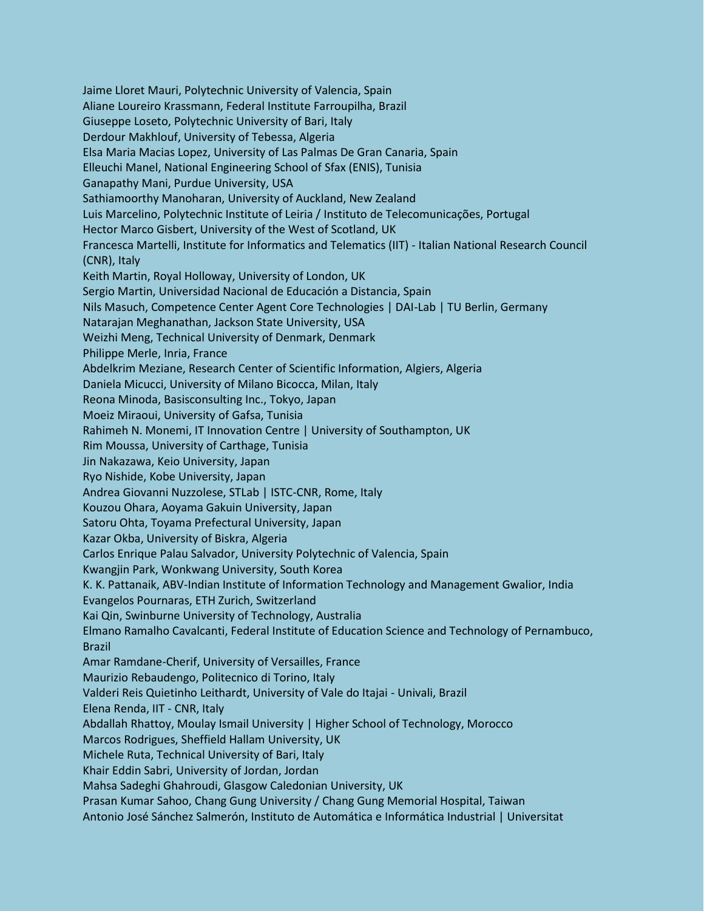Jaime Lloret Mauri, Polytechnic University of Valencia, Spain
Aliane Loureiro Krassmann, Federal Institute Farroupilha, Brazil
Giuseppe Loseto, Polytechnic University of Bari, Italy
Derdour Makhlouf, University of Tebessa, Algeria
Elsa Maria Macias Lopez, University of Las Palmas De Gran Canaria, Spain
Elleuchi Manel, National Engineering School of Sfax (ENIS), Tunisia
Ganapathy Mani, Purdue University, USA
Sathiamoorthy Manoharan, University of Auckland, New Zealand
Luis Marcelino, Polytechnic Institute of Leiria / Instituto de Telecomunicações, Portugal
Hector Marco Gisbert, University of the West of Scotland, UK
Francesca Martelli, Institute for Informatics and Telematics (IIT) - Italian National Research Council (CNR), Italy
Keith Martin, Royal Holloway, University of London, UK
Sergio Martin, Universidad Nacional de Educación a Distancia, Spain
Nils Masuch, Competence Center Agent Core Technologies | DAI-Lab | TU Berlin, Germany
Natarajan Meghanathan, Jackson State University, USA
Weizhi Meng, Technical University of Denmark, Denmark
Philippe Merle, Inria, France
Abdelkrim Meziane, Research Center of Scientific Information, Algiers, Algeria
Daniela Micucci, University of Milano Bicocca, Milan, Italy
Reona Minoda, Basisconsulting Inc., Tokyo, Japan
Moeiz Miraoui, University of Gafsa, Tunisia
Rahimeh N. Monemi, IT Innovation Centre | University of Southampton, UK
Rim Moussa, University of Carthage, Tunisia
Jin Nakazawa, Keio University, Japan
Ryo Nishide, Kobe University, Japan
Andrea Giovanni Nuzzolese, STLab | ISTC-CNR, Rome, Italy
Kouzou Ohara, Aoyama Gakuin University, Japan
Satoru Ohta, Toyama Prefectural University, Japan
Kazar Okba, University of Biskra, Algeria
Carlos Enrique Palau Salvador, University Polytechnic of Valencia, Spain
Kwangjin Park, Wonkwang University, South Korea
K. K. Pattanaik, ABV-Indian Institute of Information Technology and Management Gwalior, India
Evangelos Pournaras, ETH Zurich, Switzerland
Kai Qin, Swinburne University of Technology, Australia
Elmano Ramalho Cavalcanti, Federal Institute of Education Science and Technology of Pernambuco, Brazil
Amar Ramdane-Cherif, University of Versailles, France
Maurizio Rebaudengo, Politecnico di Torino, Italy
Valderi Reis Quietinho Leithardt, University of Vale do Itajai - Univali, Brazil
Elena Renda, IIT - CNR, Italy
Abdallah Rhattoy, Moulay Ismail University | Higher School of Technology, Morocco
Marcos Rodrigues, Sheffield Hallam University, UK
Michele Ruta, Technical University of Bari, Italy
Khair Eddin Sabri, University of Jordan, Jordan
Mahsa Sadeghi Ghahroudi, Glasgow Caledonian University, UK
Prasan Kumar Sahoo, Chang Gung University / Chang Gung Memorial Hospital, Taiwan
Antonio José Sánchez Salmerón, Instituto de Automática e Informática Industrial | Universitat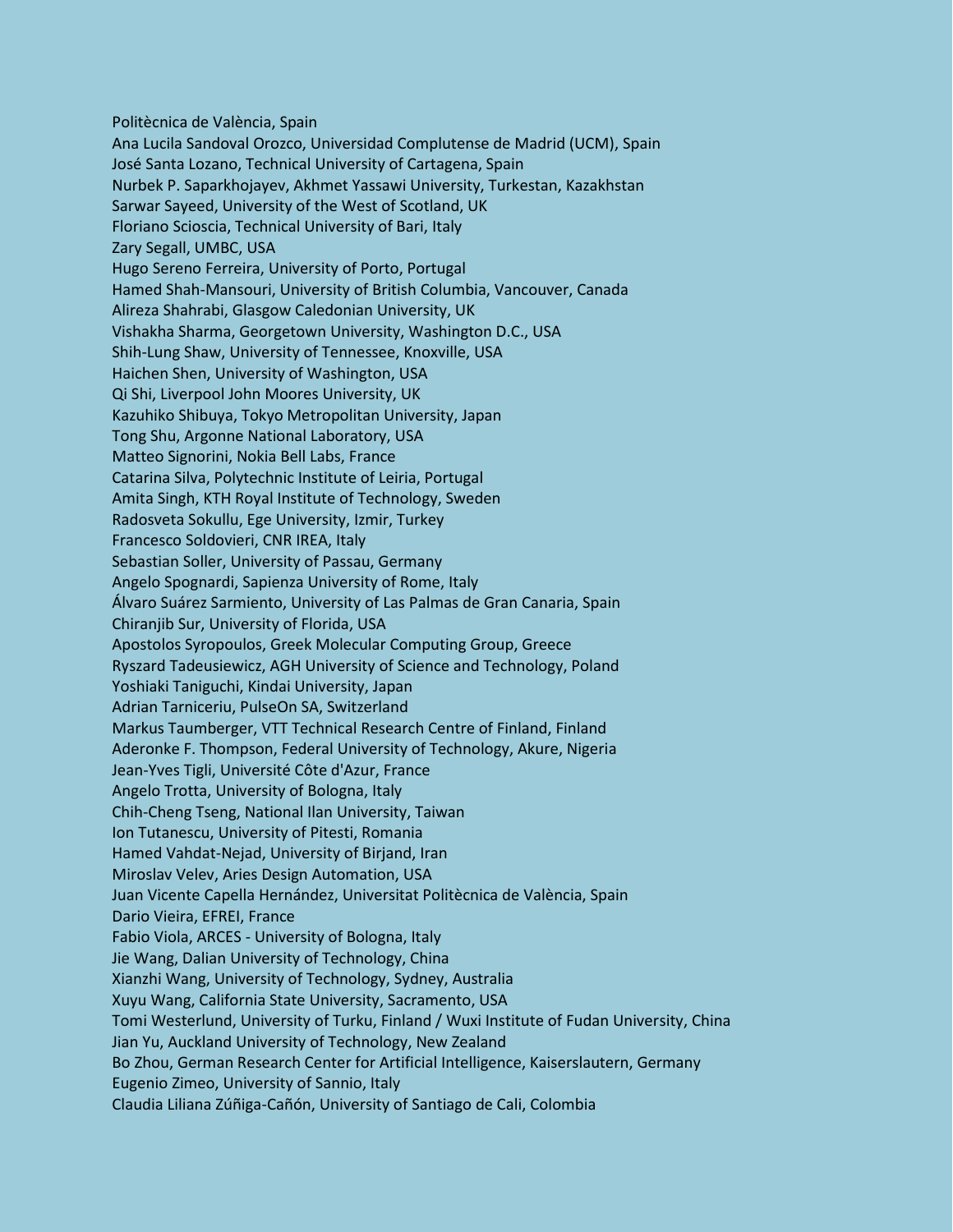Politècnica de València, Spain
Ana Lucila Sandoval Orozco, Universidad Complutense de Madrid (UCM), Spain
José Santa Lozano, Technical University of Cartagena, Spain
Nurbek P. Saparkhojayev, Akhmet Yassawi University, Turkestan, Kazakhstan
Sarwar Sayeed, University of the West of Scotland, UK
Floriano Scioscia, Technical University of Bari, Italy
Zary Segall, UMBC, USA
Hugo Sereno Ferreira, University of Porto, Portugal
Hamed Shah-Mansouri, University of British Columbia, Vancouver, Canada
Alireza Shahrabi, Glasgow Caledonian University, UK
Vishakha Sharma, Georgetown University, Washington D.C., USA
Shih-Lung Shaw, University of Tennessee, Knoxville, USA
Haichen Shen, University of Washington, USA
Qi Shi, Liverpool John Moores University, UK
Kazuhiko Shibuya, Tokyo Metropolitan University, Japan
Tong Shu, Argonne National Laboratory, USA
Matteo Signorini, Nokia Bell Labs, France
Catarina Silva, Polytechnic Institute of Leiria, Portugal
Amita Singh, KTH Royal Institute of Technology, Sweden
Radosveta Sokullu, Ege University, Izmir, Turkey
Francesco Soldovieri, CNR IREA, Italy
Sebastian Soller, University of Passau, Germany
Angelo Spognardi, Sapienza University of Rome, Italy
Álvaro Suárez Sarmiento, University of Las Palmas de Gran Canaria, Spain
Chiranjib Sur, University of Florida, USA
Apostolos Syropoulos, Greek Molecular Computing Group, Greece
Ryszard Tadeusiewicz, AGH University of Science and Technology, Poland
Yoshiaki Taniguchi, Kindai University, Japan
Adrian Tarniceriu, PulseOn SA, Switzerland
Markus Taumberger, VTT Technical Research Centre of Finland, Finland
Aderonke F. Thompson, Federal University of Technology, Akure, Nigeria
Jean-Yves Tigli, Université Côte d'Azur, France
Angelo Trotta, University of Bologna, Italy
Chih-Cheng Tseng, National Ilan University, Taiwan
Ion Tutanescu, University of Pitesti, Romania
Hamed Vahdat-Nejad, University of Birjand, Iran
Miroslav Velev, Aries Design Automation, USA
Juan Vicente Capella Hernández, Universitat Politècnica de València, Spain
Dario Vieira, EFREI, France
Fabio Viola, ARCES - University of Bologna, Italy
Jie Wang, Dalian University of Technology, China
Xianzhi Wang, University of Technology, Sydney, Australia
Xuyu Wang, California State University, Sacramento, USA
Tomi Westerlund, University of Turku, Finland / Wuxi Institute of Fudan University, China
Jian Yu, Auckland University of Technology, New Zealand
Bo Zhou, German Research Center for Artificial Intelligence, Kaiserslautern, Germany
Eugenio Zimeo, University of Sannio, Italy
Claudia Liliana Zúñiga-Cañón, University of Santiago de Cali, Colombia